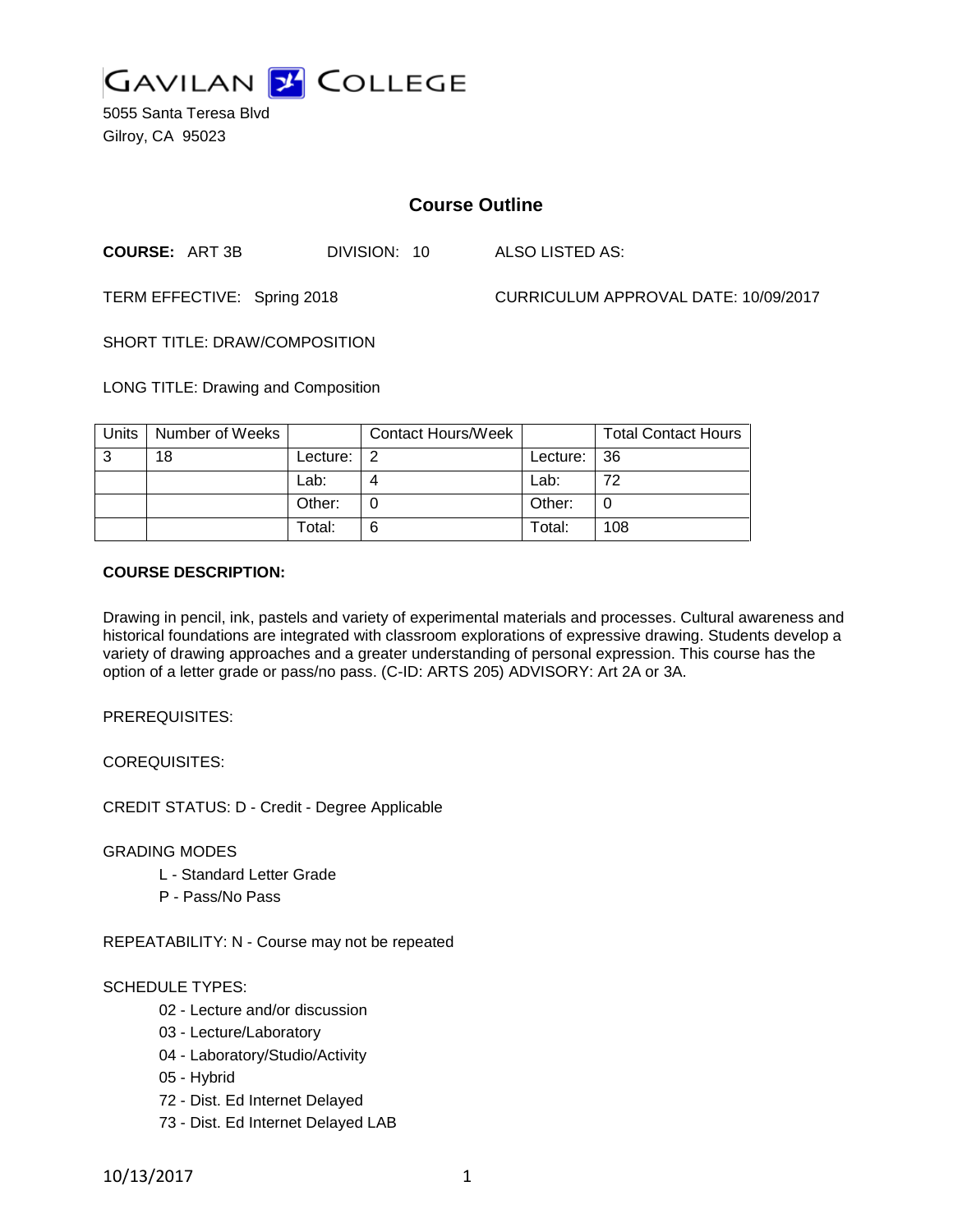# GAVILAN COLLEGE

5055 Santa Teresa Blvd
Gilroy, CA 95023

## Course Outline

**COURSE:** ART 3B DIVISION: 10 ALSO LISTED AS:

TERM EFFECTIVE: Spring 2018 CURRICULUM APPROVAL DATE: 10/09/2017

SHORT TITLE: DRAW/COMPOSITION

LONG TITLE: Drawing and Composition

| Units | Number of Weeks | | Contact Hours/Week | | Total Contact Hours |
|---|---|---|---|---|---|
| 3 | 18 | Lecture: | 2 | Lecture: | 36 |
| | | Lab: | 4 | Lab: | 72 |
| | | Other: | 0 | Other: | 0 |
| | | Total: | 6 | Total: | 108 |

**COURSE DESCRIPTION:**

Drawing in pencil, ink, pastels and variety of experimental materials and processes. Cultural awareness and historical foundations are integrated with classroom explorations of expressive drawing. Students develop a variety of drawing approaches and a greater understanding of personal expression. This course has the option of a letter grade or pass/no pass. (C-ID: ARTS 205) ADVISORY: Art 2A or 3A.

PREREQUISITES:

COREQUISITES:

CREDIT STATUS: D - Credit - Degree Applicable

GRADING MODES

- L - Standard Letter Grade
- P - Pass/No Pass

REPEATABILITY: N - Course may not be repeated

SCHEDULE TYPES:

- 02 - Lecture and/or discussion
- 03 - Lecture/Laboratory
- 04 - Laboratory/Studio/Activity
- 05 - Hybrid
- 72 - Dist. Ed Internet Delayed
- 73 - Dist. Ed Internet Delayed LAB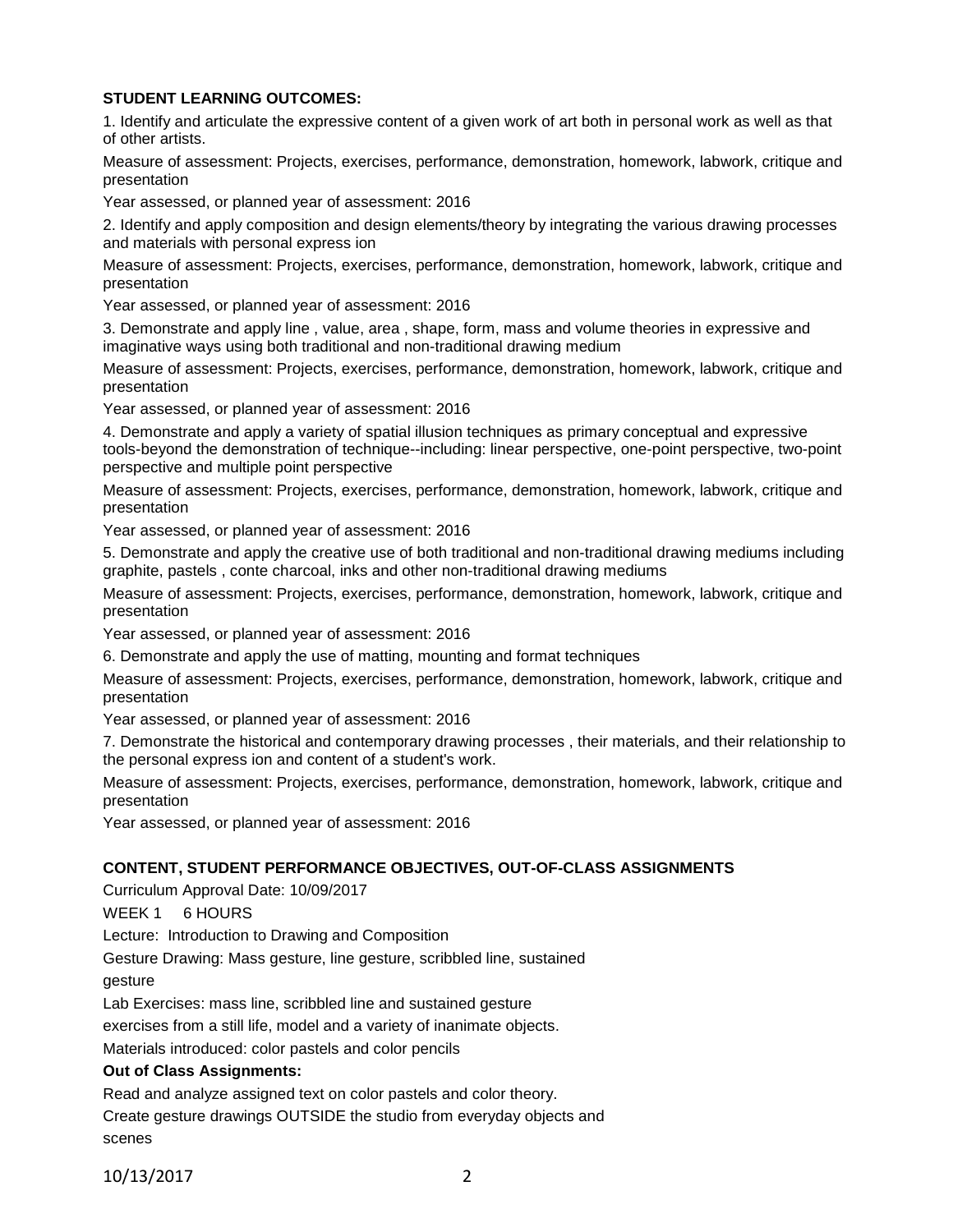**STUDENT LEARNING OUTCOMES:**

1. Identify and articulate the expressive content of a given work of art both in personal work as well as that of other artists.

Measure of assessment: Projects, exercises, performance, demonstration, homework, labwork, critique and presentation

Year assessed, or planned year of assessment: 2016

2. Identify and apply composition and design elements/theory by integrating the various drawing processes and materials with personal express ion

Measure of assessment: Projects, exercises, performance, demonstration, homework, labwork, critique and presentation

Year assessed, or planned year of assessment: 2016

3. Demonstrate and apply line , value, area , shape, form, mass and volume theories in expressive and imaginative ways using both traditional and non-traditional drawing medium

Measure of assessment: Projects, exercises, performance, demonstration, homework, labwork, critique and presentation

Year assessed, or planned year of assessment: 2016

4. Demonstrate and apply a variety of spatial illusion techniques as primary conceptual and expressive tools-beyond the demonstration of technique--including: linear perspective, one-point perspective, two-point perspective and multiple point perspective

Measure of assessment: Projects, exercises, performance, demonstration, homework, labwork, critique and presentation

Year assessed, or planned year of assessment: 2016

5. Demonstrate and apply the creative use of both traditional and non-traditional drawing mediums including graphite, pastels , conte charcoal, inks and other non-traditional drawing mediums

Measure of assessment: Projects, exercises, performance, demonstration, homework, labwork, critique and presentation

Year assessed, or planned year of assessment: 2016

6. Demonstrate and apply the use of matting, mounting and format techniques

Measure of assessment: Projects, exercises, performance, demonstration, homework, labwork, critique and presentation

Year assessed, or planned year of assessment: 2016

7. Demonstrate the historical and contemporary drawing processes , their materials, and their relationship to the personal express ion and content of a student's work.

Measure of assessment: Projects, exercises, performance, demonstration, homework, labwork, critique and presentation

Year assessed, or planned year of assessment: 2016

**CONTENT, STUDENT PERFORMANCE OBJECTIVES, OUT-OF-CLASS ASSIGNMENTS**

Curriculum Approval Date: 10/09/2017

WEEK 1 6 HOURS

Lecture: Introduction to Drawing and Composition

Gesture Drawing: Mass gesture, line gesture, scribbled line, sustained gesture

Lab Exercises: mass line, scribbled line and sustained gesture exercises from a still life, model and a variety of inanimate objects.

Materials introduced: color pastels and color pencils

**Out of Class Assignments:**

Read and analyze assigned text on color pastels and color theory.

Create gesture drawings OUTSIDE the studio from everyday objects and scenes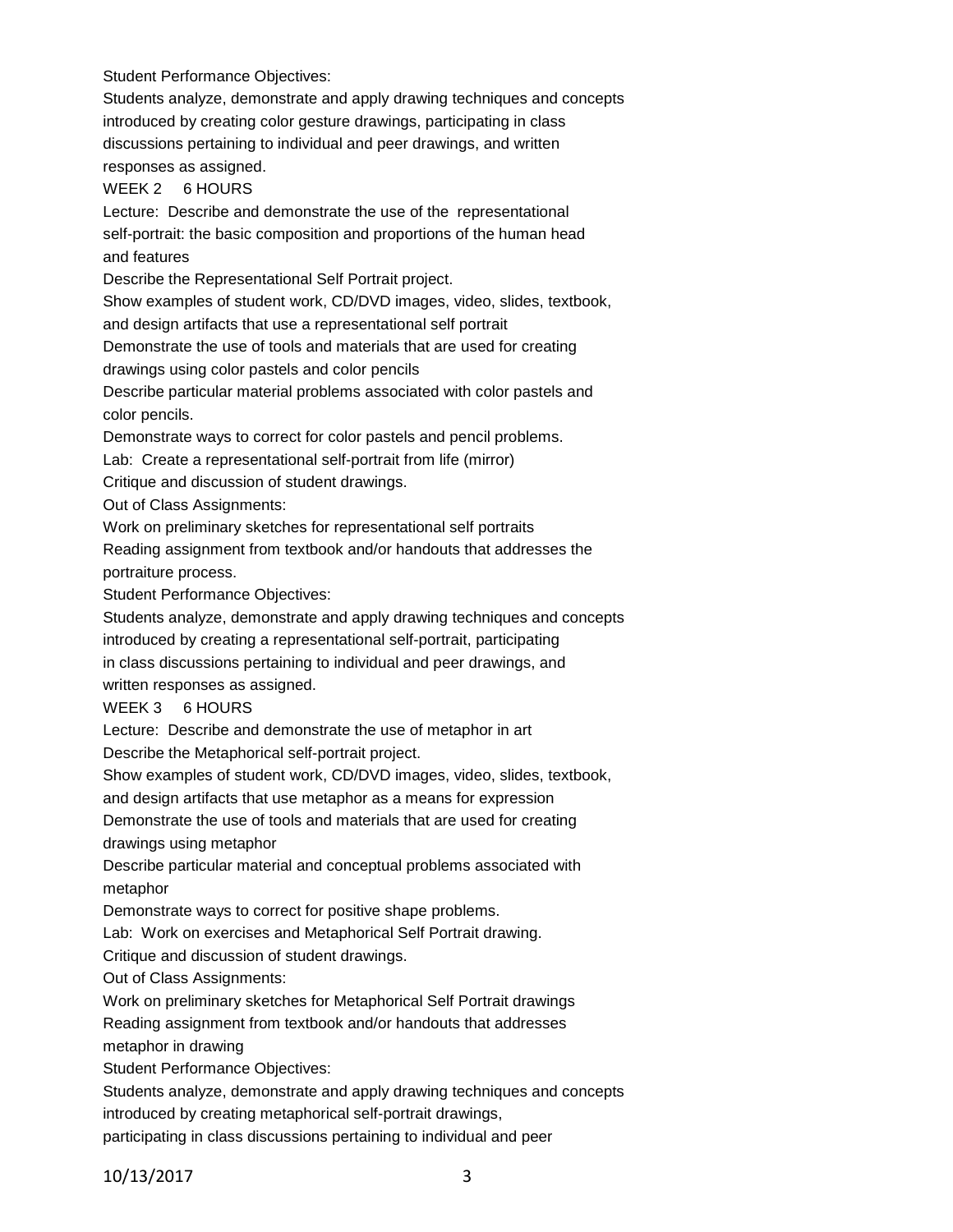Student Performance Objectives:
Students analyze, demonstrate and apply drawing techniques and concepts introduced by creating color gesture drawings, participating in class discussions pertaining to individual and peer drawings, and written responses as assigned.

WEEK 2     6 HOURS

Lecture: Describe and demonstrate the use of the representational self-portrait: the basic composition and proportions of the human head and features
Describe the Representational Self Portrait project.
Show examples of student work, CD/DVD images, video, slides, textbook, and design artifacts that use a representational self portrait
Demonstrate the use of tools and materials that are used for creating drawings using color pastels and color pencils
Describe particular material problems associated with color pastels and color pencils.
Demonstrate ways to correct for color pastels and pencil problems.
Lab: Create a representational self-portrait from life (mirror)
Critique and discussion of student drawings.
Out of Class Assignments:
Work on preliminary sketches for representational self portraits
Reading assignment from textbook and/or handouts that addresses the portraiture process.
Student Performance Objectives:
Students analyze, demonstrate and apply drawing techniques and concepts introduced by creating a representational self-portrait, participating in class discussions pertaining to individual and peer drawings, and written responses as assigned.

WEEK 3     6 HOURS

Lecture: Describe and demonstrate the use of metaphor in art
Describe the Metaphorical self-portrait project.
Show examples of student work, CD/DVD images, video, slides, textbook, and design artifacts that use metaphor as a means for expression
Demonstrate the use of tools and materials that are used for creating drawings using metaphor
Describe particular material and conceptual problems associated with metaphor
Demonstrate ways to correct for positive shape problems.
Lab: Work on exercises and Metaphorical Self Portrait drawing.
Critique and discussion of student drawings.
Out of Class Assignments:
Work on preliminary sketches for Metaphorical Self Portrait drawings
Reading assignment from textbook and/or handouts that addresses metaphor in drawing
Student Performance Objectives:
Students analyze, demonstrate and apply drawing techniques and concepts introduced by creating metaphorical self-portrait drawings, participating in class discussions pertaining to individual and peer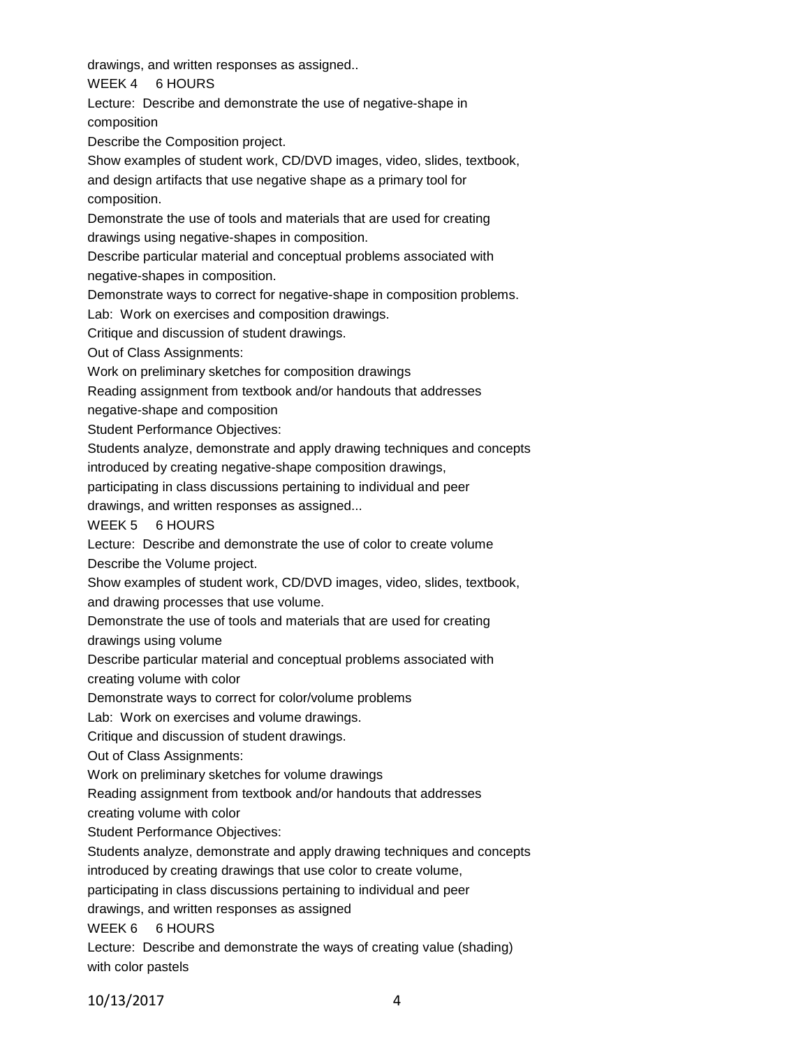drawings, and written responses as assigned..

WEEK 4     6 HOURS

Lecture: Describe and demonstrate the use of negative-shape in composition

Describe the Composition project.

Show examples of student work, CD/DVD images, video, slides, textbook, and design artifacts that use negative shape as a primary tool for composition.

Demonstrate the use of tools and materials that are used for creating drawings using negative-shapes in composition.

Describe particular material and conceptual problems associated with negative-shapes in composition.

Demonstrate ways to correct for negative-shape in composition problems.

Lab: Work on exercises and composition drawings.

Critique and discussion of student drawings.

Out of Class Assignments:

Work on preliminary sketches for composition drawings

Reading assignment from textbook and/or handouts that addresses negative-shape and composition

Student Performance Objectives:

Students analyze, demonstrate and apply drawing techniques and concepts introduced by creating negative-shape composition drawings, participating in class discussions pertaining to individual and peer drawings, and written responses as assigned...

WEEK 5     6 HOURS

Lecture: Describe and demonstrate the use of color to create volume

Describe the Volume project.

Show examples of student work, CD/DVD images, video, slides, textbook, and drawing processes that use volume.

Demonstrate the use of tools and materials that are used for creating drawings using volume

Describe particular material and conceptual problems associated with creating volume with color

Demonstrate ways to correct for color/volume problems

Lab: Work on exercises and volume drawings.

Critique and discussion of student drawings.

Out of Class Assignments:

Work on preliminary sketches for volume drawings

Reading assignment from textbook and/or handouts that addresses creating volume with color

Student Performance Objectives:

Students analyze, demonstrate and apply drawing techniques and concepts introduced by creating drawings that use color to create volume, participating in class discussions pertaining to individual and peer drawings, and written responses as assigned

WEEK 6     6 HOURS

Lecture: Describe and demonstrate the ways of creating value (shading) with color pastels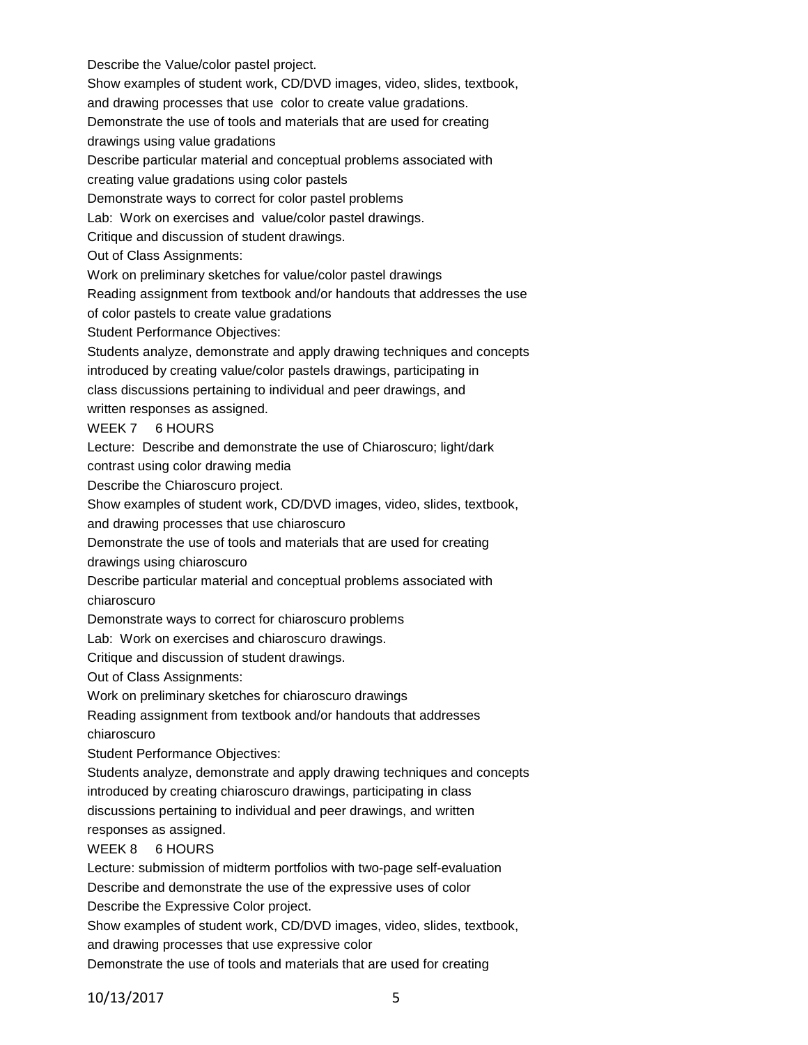Describe the Value/color pastel project.

Show examples of student work, CD/DVD images, video, slides, textbook, and drawing processes that use color to create value gradations.

Demonstrate the use of tools and materials that are used for creating drawings using value gradations

Describe particular material and conceptual problems associated with creating value gradations using color pastels

Demonstrate ways to correct for color pastel problems

Lab: Work on exercises and value/color pastel drawings.

Critique and discussion of student drawings.

Out of Class Assignments:

Work on preliminary sketches for value/color pastel drawings

Reading assignment from textbook and/or handouts that addresses the use of color pastels to create value gradations

Student Performance Objectives:

Students analyze, demonstrate and apply drawing techniques and concepts introduced by creating value/color pastels drawings, participating in class discussions pertaining to individual and peer drawings, and written responses as assigned.

WEEK 7 6 HOURS

Lecture: Describe and demonstrate the use of Chiaroscuro; light/dark contrast using color drawing media

Describe the Chiaroscuro project.

Show examples of student work, CD/DVD images, video, slides, textbook, and drawing processes that use chiaroscuro

Demonstrate the use of tools and materials that are used for creating drawings using chiaroscuro

Describe particular material and conceptual problems associated with chiaroscuro

Demonstrate ways to correct for chiaroscuro problems

Lab: Work on exercises and chiaroscuro drawings.

Critique and discussion of student drawings.

Out of Class Assignments:

Work on preliminary sketches for chiaroscuro drawings

Reading assignment from textbook and/or handouts that addresses chiaroscuro

Student Performance Objectives:

Students analyze, demonstrate and apply drawing techniques and concepts introduced by creating chiaroscuro drawings, participating in class discussions pertaining to individual and peer drawings, and written responses as assigned.

WEEK 8 6 HOURS

Lecture: submission of midterm portfolios with two-page self-evaluation

Describe and demonstrate the use of the expressive uses of color

Describe the Expressive Color project.

Show examples of student work, CD/DVD images, video, slides, textbook, and drawing processes that use expressive color

Demonstrate the use of tools and materials that are used for creating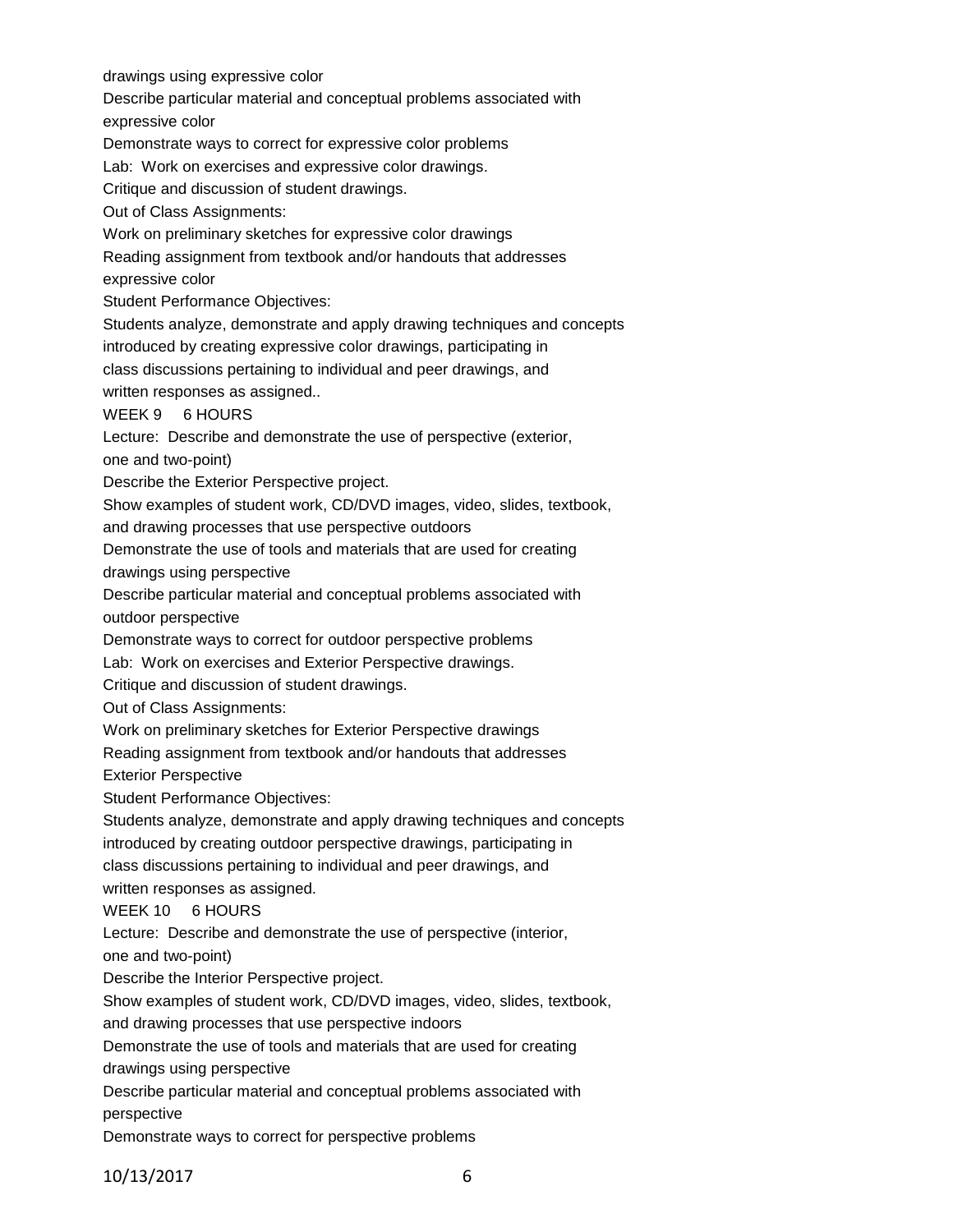drawings using expressive color

Describe particular material and conceptual problems associated with expressive color

Demonstrate ways to correct for expressive color problems

Lab: Work on exercises and expressive color drawings.

Critique and discussion of student drawings.

Out of Class Assignments:

Work on preliminary sketches for expressive color drawings

Reading assignment from textbook and/or handouts that addresses expressive color

Student Performance Objectives:

Students analyze, demonstrate and apply drawing techniques and concepts introduced by creating expressive color drawings, participating in class discussions pertaining to individual and peer drawings, and written responses as assigned..

WEEK 9 6 HOURS

Lecture: Describe and demonstrate the use of perspective (exterior, one and two-point)

Describe the Exterior Perspective project.

Show examples of student work, CD/DVD images, video, slides, textbook, and drawing processes that use perspective outdoors

Demonstrate the use of tools and materials that are used for creating drawings using perspective

Describe particular material and conceptual problems associated with outdoor perspective

Demonstrate ways to correct for outdoor perspective problems

Lab: Work on exercises and Exterior Perspective drawings.

Critique and discussion of student drawings.

Out of Class Assignments:

Work on preliminary sketches for Exterior Perspective drawings

Reading assignment from textbook and/or handouts that addresses Exterior Perspective

Student Performance Objectives:

Students analyze, demonstrate and apply drawing techniques and concepts introduced by creating outdoor perspective drawings, participating in class discussions pertaining to individual and peer drawings, and written responses as assigned.

WEEK 10 6 HOURS

Lecture: Describe and demonstrate the use of perspective (interior, one and two-point)

Describe the Interior Perspective project.

Show examples of student work, CD/DVD images, video, slides, textbook, and drawing processes that use perspective indoors

Demonstrate the use of tools and materials that are used for creating drawings using perspective

Describe particular material and conceptual problems associated with perspective

Demonstrate ways to correct for perspective problems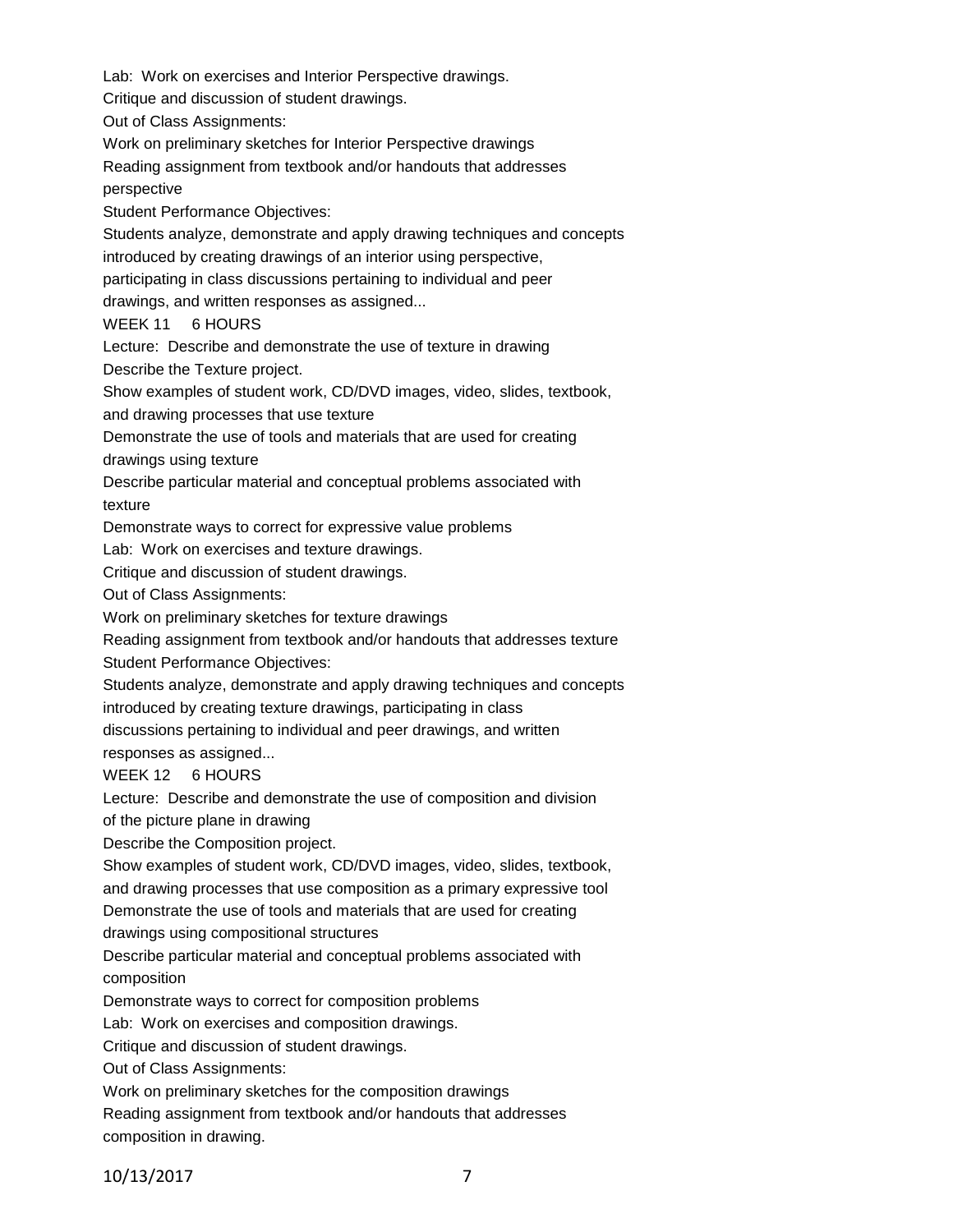Lab: Work on exercises and Interior Perspective drawings.

Critique and discussion of student drawings.

Out of Class Assignments:

Work on preliminary sketches for Interior Perspective drawings

Reading assignment from textbook and/or handouts that addresses perspective

Student Performance Objectives:

Students analyze, demonstrate and apply drawing techniques and concepts introduced by creating drawings of an interior using perspective, participating in class discussions pertaining to individual and peer drawings, and written responses as assigned...

WEEK 11 6 HOURS

Lecture: Describe and demonstrate the use of texture in drawing

Describe the Texture project.

Show examples of student work, CD/DVD images, video, slides, textbook, and drawing processes that use texture

Demonstrate the use of tools and materials that are used for creating drawings using texture

Describe particular material and conceptual problems associated with texture

Demonstrate ways to correct for expressive value problems

Lab: Work on exercises and texture drawings.

Critique and discussion of student drawings.

Out of Class Assignments:

Work on preliminary sketches for texture drawings

Reading assignment from textbook and/or handouts that addresses texture

Student Performance Objectives:

Students analyze, demonstrate and apply drawing techniques and concepts introduced by creating texture drawings, participating in class discussions pertaining to individual and peer drawings, and written responses as assigned...

WEEK 12 6 HOURS

Lecture: Describe and demonstrate the use of composition and division of the picture plane in drawing

Describe the Composition project.

Show examples of student work, CD/DVD images, video, slides, textbook, and drawing processes that use composition as a primary expressive tool

Demonstrate the use of tools and materials that are used for creating drawings using compositional structures

Describe particular material and conceptual problems associated with composition

Demonstrate ways to correct for composition problems

Lab: Work on exercises and composition drawings.

Critique and discussion of student drawings.

Out of Class Assignments:

Work on preliminary sketches for the composition drawings

Reading assignment from textbook and/or handouts that addresses composition in drawing.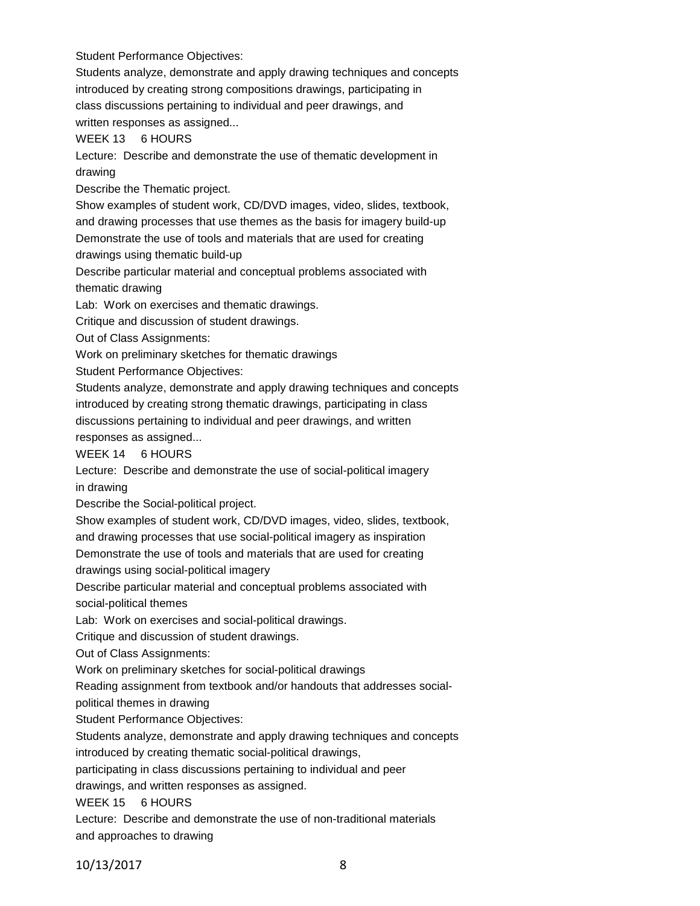Student Performance Objectives:

Students analyze, demonstrate and apply drawing techniques and concepts introduced by creating strong compositions drawings, participating in class discussions pertaining to individual and peer drawings, and written responses as assigned...

WEEK 13 6 HOURS

Lecture: Describe and demonstrate the use of thematic development in drawing

Describe the Thematic project.

Show examples of student work, CD/DVD images, video, slides, textbook, and drawing processes that use themes as the basis for imagery build-up

Demonstrate the use of tools and materials that are used for creating drawings using thematic build-up

Describe particular material and conceptual problems associated with thematic drawing

Lab: Work on exercises and thematic drawings.

Critique and discussion of student drawings.

Out of Class Assignments:

Work on preliminary sketches for thematic drawings

Student Performance Objectives:

Students analyze, demonstrate and apply drawing techniques and concepts introduced by creating strong thematic drawings, participating in class discussions pertaining to individual and peer drawings, and written responses as assigned...

WEEK 14 6 HOURS

Lecture: Describe and demonstrate the use of social-political imagery in drawing

Describe the Social-political project.

Show examples of student work, CD/DVD images, video, slides, textbook, and drawing processes that use social-political imagery as inspiration

Demonstrate the use of tools and materials that are used for creating drawings using social-political imagery

Describe particular material and conceptual problems associated with social-political themes

Lab: Work on exercises and social-political drawings.

Critique and discussion of student drawings.

Out of Class Assignments:

Work on preliminary sketches for social-political drawings

Reading assignment from textbook and/or handouts that addresses social-political themes in drawing

Student Performance Objectives:

Students analyze, demonstrate and apply drawing techniques and concepts introduced by creating thematic social-political drawings, participating in class discussions pertaining to individual and peer drawings, and written responses as assigned.

WEEK 15 6 HOURS

Lecture: Describe and demonstrate the use of non-traditional materials and approaches to drawing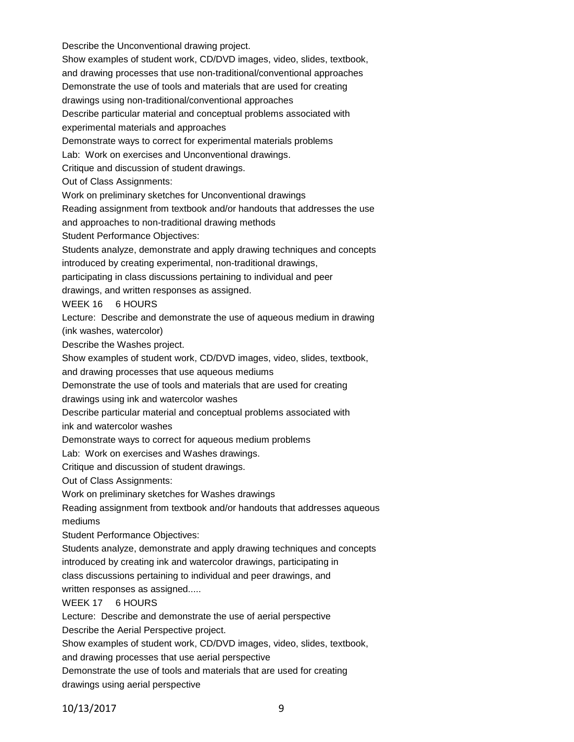Describe the Unconventional drawing project.

Show examples of student work, CD/DVD images, video, slides, textbook, and drawing processes that use non-traditional/conventional approaches

Demonstrate the use of tools and materials that are used for creating drawings using non-traditional/conventional approaches

Describe particular material and conceptual problems associated with experimental materials and approaches

Demonstrate ways to correct for experimental materials problems

Lab: Work on exercises and Unconventional drawings.

Critique and discussion of student drawings.

Out of Class Assignments:

Work on preliminary sketches for Unconventional drawings

Reading assignment from textbook and/or handouts that addresses the use and approaches to non-traditional drawing methods

Student Performance Objectives:

Students analyze, demonstrate and apply drawing techniques and concepts introduced by creating experimental, non-traditional drawings, participating in class discussions pertaining to individual and peer drawings, and written responses as assigned.

WEEK 16     6 HOURS

Lecture: Describe and demonstrate the use of aqueous medium in drawing (ink washes, watercolor)

Describe the Washes project.

Show examples of student work, CD/DVD images, video, slides, textbook, and drawing processes that use aqueous mediums

Demonstrate the use of tools and materials that are used for creating drawings using ink and watercolor washes

Describe particular material and conceptual problems associated with ink and watercolor washes

Demonstrate ways to correct for aqueous medium problems

Lab: Work on exercises and Washes drawings.

Critique and discussion of student drawings.

Out of Class Assignments:

Work on preliminary sketches for Washes drawings

Reading assignment from textbook and/or handouts that addresses aqueous mediums

Student Performance Objectives:

Students analyze, demonstrate and apply drawing techniques and concepts introduced by creating ink and watercolor drawings, participating in class discussions pertaining to individual and peer drawings, and written responses as assigned.....

WEEK 17     6 HOURS

Lecture: Describe and demonstrate the use of aerial perspective

Describe the Aerial Perspective project.

Show examples of student work, CD/DVD images, video, slides, textbook, and drawing processes that use aerial perspective

Demonstrate the use of tools and materials that are used for creating drawings using aerial perspective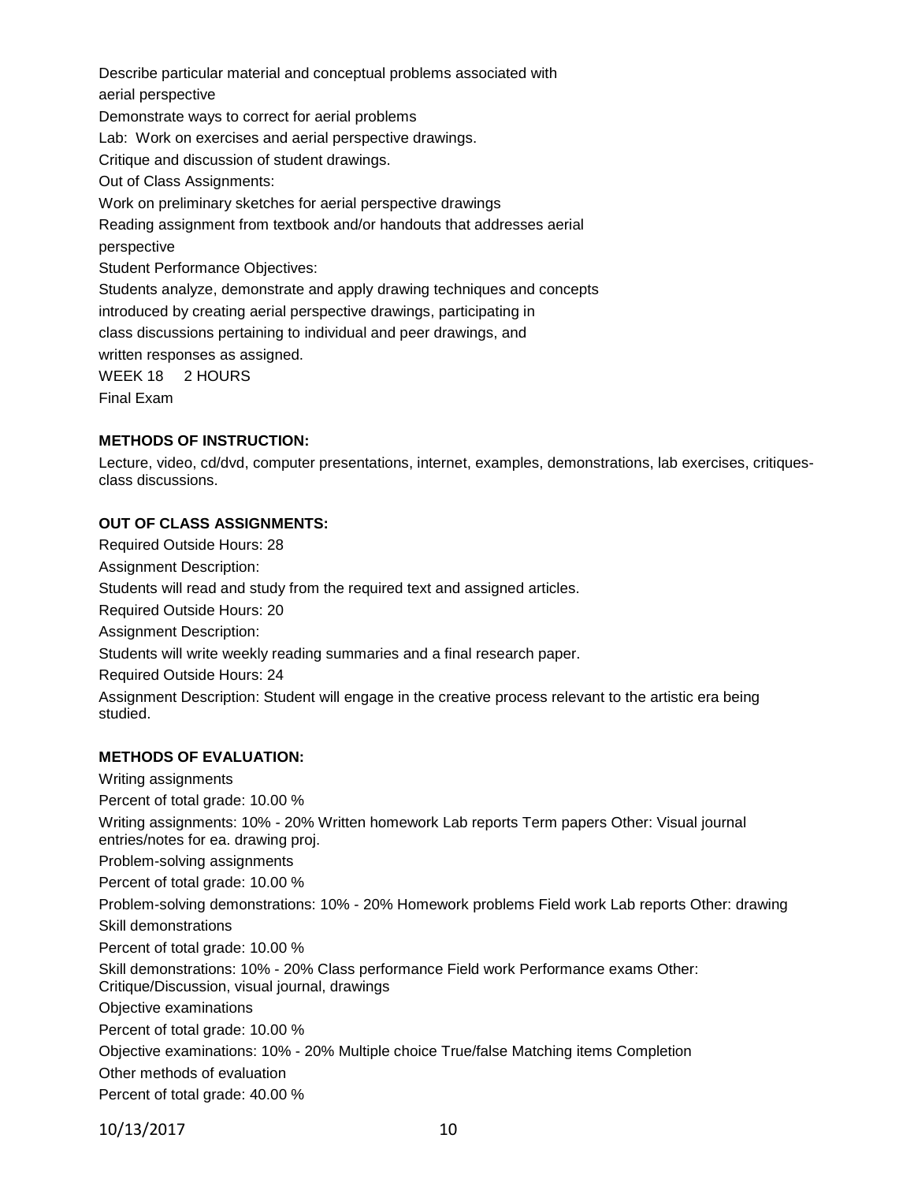Describe particular material and conceptual problems associated with aerial perspective

Demonstrate ways to correct for aerial problems

Lab: Work on exercises and aerial perspective drawings.

Critique and discussion of student drawings.

Out of Class Assignments:

Work on preliminary sketches for aerial perspective drawings

Reading assignment from textbook and/or handouts that addresses aerial perspective

Student Performance Objectives:

Students analyze, demonstrate and apply drawing techniques and concepts introduced by creating aerial perspective drawings, participating in class discussions pertaining to individual and peer drawings, and written responses as assigned.

WEEK 18 2 HOURS

Final Exam

**METHODS OF INSTRUCTION:**

Lecture, video, cd/dvd, computer presentations, internet, examples, demonstrations, lab exercises, critiques-class discussions.

**OUT OF CLASS ASSIGNMENTS:**

Required Outside Hours: 28

Assignment Description:

Students will read and study from the required text and assigned articles.

Required Outside Hours: 20

Assignment Description:

Students will write weekly reading summaries and a final research paper.

Required Outside Hours: 24

Assignment Description: Student will engage in the creative process relevant to the artistic era being studied.

**METHODS OF EVALUATION:**

Writing assignments

Percent of total grade: 10.00 %

Writing assignments: 10% - 20% Written homework Lab reports Term papers Other: Visual journal entries/notes for ea. drawing proj.

Problem-solving assignments

Percent of total grade: 10.00 %

Problem-solving demonstrations: 10% - 20% Homework problems Field work Lab reports Other: drawing

Skill demonstrations

Percent of total grade: 10.00 %

Skill demonstrations: 10% - 20% Class performance Field work Performance exams Other: Critique/Discussion, visual journal, drawings

Objective examinations

Percent of total grade: 10.00 %

Objective examinations: 10% - 20% Multiple choice True/false Matching items Completion

Other methods of evaluation

Percent of total grade: 40.00 %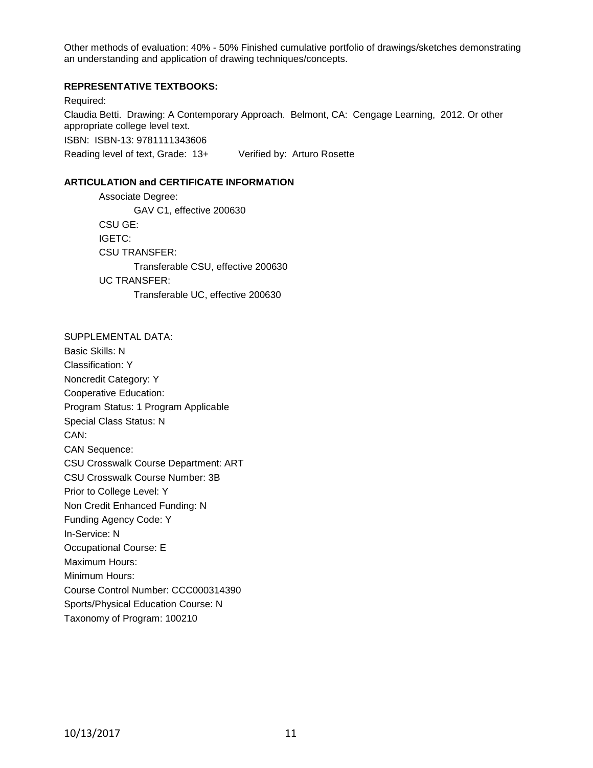Other methods of evaluation: 40% - 50% Finished cumulative portfolio of drawings/sketches demonstrating an understanding and application of drawing techniques/concepts.

**REPRESENTATIVE TEXTBOOKS:**

Required:

Claudia Betti. Drawing: A Contemporary Approach. Belmont, CA: Cengage Learning, 2012. Or other appropriate college level text.

ISBN: ISBN-13: 9781111343606

Reading level of text, Grade: 13+ Verified by: Arturo Rosette

**ARTICULATION and CERTIFICATE INFORMATION**

Associate Degree:
    GAV C1, effective 200630
CSU GE:
IGETC:
CSU TRANSFER:
    Transferable CSU, effective 200630
UC TRANSFER:
    Transferable UC, effective 200630

SUPPLEMENTAL DATA:
Basic Skills: N
Classification: Y
Noncredit Category: Y
Cooperative Education:
Program Status: 1 Program Applicable
Special Class Status: N
CAN:
CAN Sequence:
CSU Crosswalk Course Department: ART
CSU Crosswalk Course Number: 3B
Prior to College Level: Y
Non Credit Enhanced Funding: N
Funding Agency Code: Y
In-Service: N
Occupational Course: E
Maximum Hours:
Minimum Hours:
Course Control Number: CCC000314390
Sports/Physical Education Course: N
Taxonomy of Program: 100210